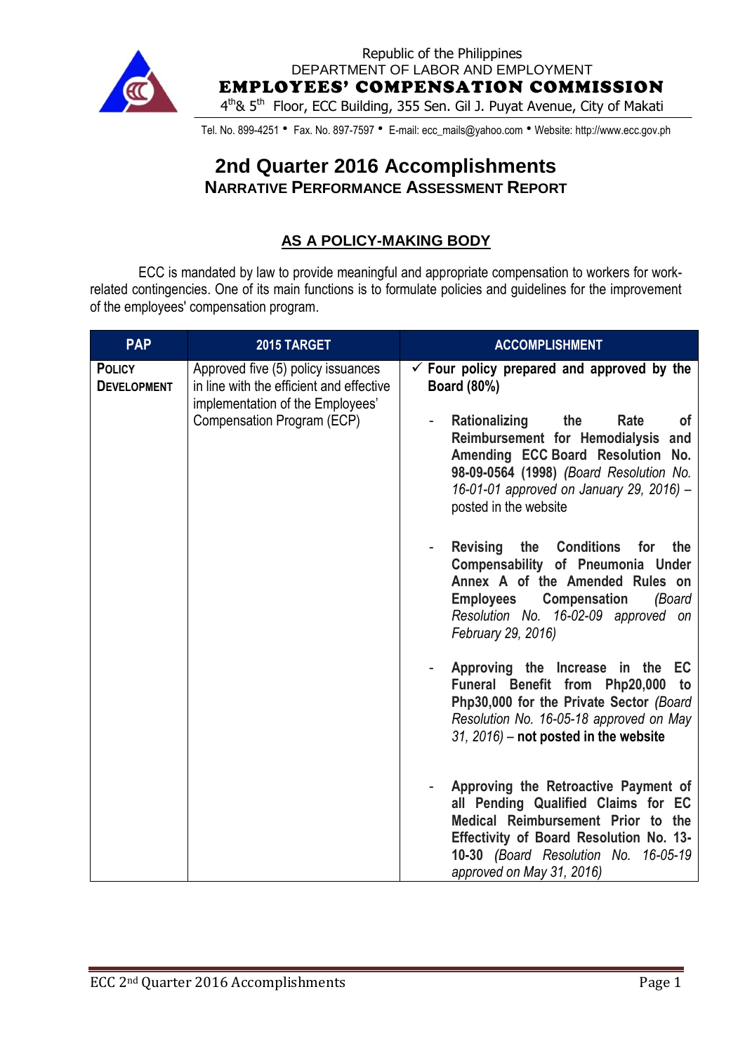Republic of the Philippines
DEPARTMENT OF LABOR AND EMPLOYMENT
**EMPLOYEES' COMPENSATION COMMISSION**
4th& 5th Floor, ECC Building, 355 Sen. Gil J. Puyat Avenue, City of Makati

Tel. No. 899-4251 • Fax. No. 897-7597 • E-mail: ecc_mails@yahoo.com • Website: http://www.ecc.gov.ph

# 2nd Quarter 2016 Accomplishments

## NARRATIVE PERFORMANCE ASSESSMENT REPORT

### AS A POLICY-MAKING BODY

ECC is mandated by law to provide meaningful and appropriate compensation to workers for work-related contingencies. One of its main functions is to formulate policies and guidelines for the improvement of the employees' compensation program.

| PAP | 2015 TARGET | ACCOMPLISHMENT |
|---|---|---|
| **POLICY DEVELOPMENT** | Approved five (5) policy issuances in line with the efficient and effective implementation of the Employees' Compensation Program (ECP) | ✓ **Four policy prepared and approved by the Board (80%)**<br><br>- **Rationalizing the Rate of Reimbursement for Hemodialysis and Amending ECC Board Resolution No. 98-09-0564 (1998)** *(Board Resolution No. 16-01-01 approved on January 29, 2016)* – posted in the website<br><br>- **Revising the Conditions for the Compensability of Pneumonia Under Annex A of the Amended Rules on Employees Compensation** *(Board Resolution No. 16-02-09 approved on February 29, 2016)*<br><br>- **Approving the Increase in the EC Funeral Benefit from Php20,000 to Php30,000 for the Private Sector** *(Board Resolution No. 16-05-18 approved on May 31, 2016)* – **not posted in the website**<br><br>- **Approving the Retroactive Payment of all Pending Qualified Claims for EC Medical Reimbursement Prior to the Effectivity of Board Resolution No. 13-10-30** *(Board Resolution No. 16-05-19 approved on May 31, 2016)* |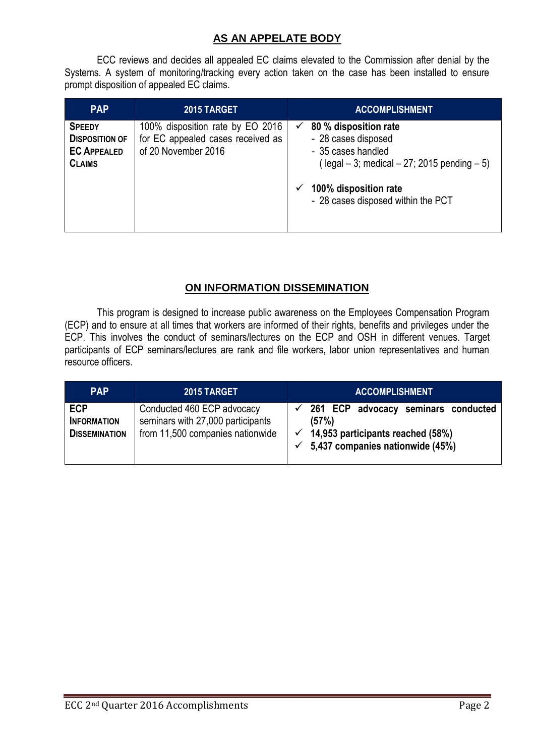## AS AN APPELATE BODY

ECC reviews and decides all appealed EC claims elevated to the Commission after denial by the Systems. A system of monitoring/tracking every action taken on the case has been installed to ensure prompt disposition of appealed EC claims.

| PAP | 2015 TARGET | ACCOMPLISHMENT |
|---|---|---|
| **SPEEDY DISPOSITION OF EC APPEALED CLAIMS** | 100% disposition rate by EO 2016 for EC appealed cases received as of 20 November 2016 | ✓ **80 % disposition rate**<br>- 28 cases disposed<br>- 35 cases handled<br>( legal – 3; medical – 27; 2015 pending – 5)<br><br>✓ **100% disposition rate**<br>- 28 cases disposed within the PCT |

## ON INFORMATION DISSEMINATION

This program is designed to increase public awareness on the Employees Compensation Program (ECP) and to ensure at all times that workers are informed of their rights, benefits and privileges under the ECP. This involves the conduct of seminars/lectures on the ECP and OSH in different venues. Target participants of ECP seminars/lectures are rank and file workers, labor union representatives and human resource officers.

| PAP | 2015 TARGET | ACCOMPLISHMENT |
|---|---|---|
| **ECP INFORMATION DISSEMINATION** | Conducted 460 ECP advocacy seminars with 27,000 participants from 11,500 companies nationwide | ✓ **261 ECP advocacy seminars conducted (57%)**<br>✓ **14,953 participants reached (58%)**<br>✓ **5,437 companies nationwide (45%)** |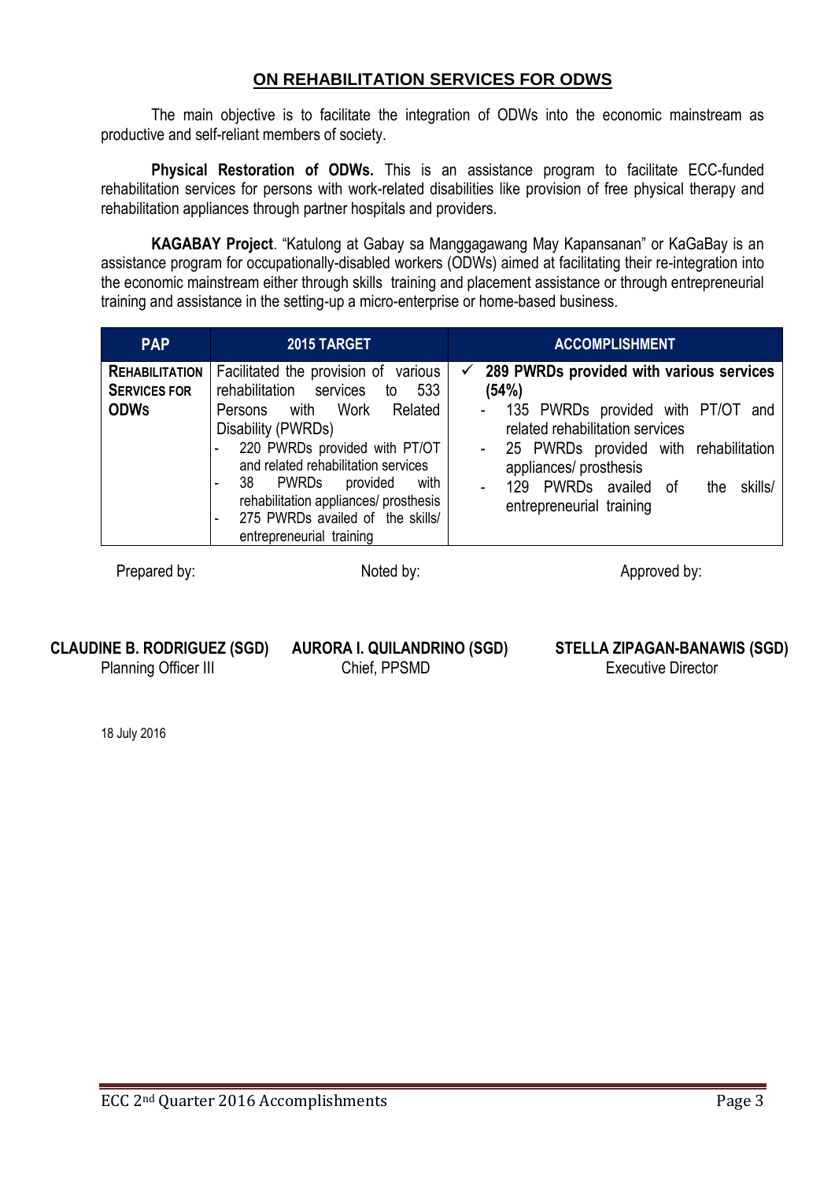## ON REHABILITATION SERVICES FOR ODWS

The main objective is to facilitate the integration of ODWs into the economic mainstream as productive and self-reliant members of society.

**Physical Restoration of ODWs.** This is an assistance program to facilitate ECC-funded rehabilitation services for persons with work-related disabilities like provision of free physical therapy and rehabilitation appliances through partner hospitals and providers.

**KAGABAY Project**. "Katulong at Gabay sa Manggagawang May Kapansanan" or KaGaBay is an assistance program for occupationally-disabled workers (ODWs) aimed at facilitating their re-integration into the economic mainstream either through skills training and placement assistance or through entrepreneurial training and assistance in the setting-up a micro-enterprise or home-based business.

| PAP | 2015 TARGET | ACCOMPLISHMENT |
|---|---|---|
| **REHABILITATION SERVICES FOR ODWS** | Facilitated the provision of various rehabilitation services to 533 Persons with Work Related Disability (PWRDs)<br>- 220 PWRDs provided with PT/OT and related rehabilitation services<br>- 38 PWRDs provided with rehabilitation appliances/ prosthesis<br>- 275 PWRDs availed of the skills/ entrepreneurial training | ✓ **289 PWRDs provided with various services (54%)**<br>- 135 PWRDs provided with PT/OT and related rehabilitation services<br>- 25 PWRDs provided with rehabilitation appliances/ prosthesis<br>- 129 PWRDs availed of the skills/ entrepreneurial training |

Prepared by:

**CLAUDINE B. RODRIGUEZ (SGD)**
Planning Officer III

Noted by:

**AURORA I. QUILANDRINO (SGD)**
Chief, PPSMD

Approved by:

**STELLA ZIPAGAN-BANAWIS (SGD)**
Executive Director

18 July 2016